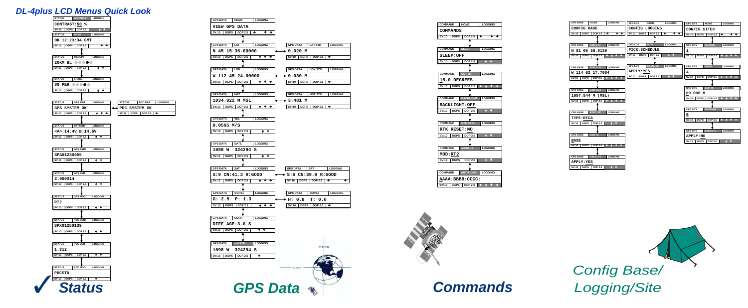# DL-4plus LCD Menus Quick Look

## Status

| STATUS | CONTRAST | LOGGING |
|---|---|---|
| CONTRAST:50 % | | |
| SV:10 DGPS DOP 2.5 | | |

| STATUS | TIME | LOGGING |
|---|---|---|
| OK 12:23:34 GMT | | |
| SV:10 DGPS DOP 2.5 | | |

| STATUS | OCCUPY | LOGGING |
|---|---|---|
| 20KM BL | | |
| SV:10 DGPS DOP 2.5 | | |

| STATUS | SPACE | LOGGING |
|---|---|---|
| 80 PER | | |
| SV:10 DGPS DOP 2.5 | | |

| STATUS | GPS ERR | LOGGING |
|---|---|---|
| GPS SYSTEM OK | | |
| SV:10 DGPS DOP 2.5 | | |

| STATUS | PDC ERR | LOGGING |
|---|---|---|
| PDC SYSTEM OK | | |
| SV:10 DGPS DOP 2.5 | | |

| STATUS | BATTERY | LOGGING |
|---|---|---|
| <A>:14.4V B:14.5V | | |
| SV:10 DGPS DOP 2.5 | | |

| STATUS | GPS SER# | LOGGING |
|---|---|---|
| SPA01280059 | | |
| SV:10 DGPS DOP 2.5 | | |

| STATUS | GPS VER | LOGGING |
|---|---|---|
| 2.00S14 | | |
| SV:10 DGPS DOP 2.5 | | |

| STATUS | GPS MOD | LOGGING |
|---|---|---|
| RT2 | | |
| SV:10 DGPS DOP 2.5 | | |

| STATUS | PDC SER# | LOGGING |
|---|---|---|
| SPX01250139 | | |
| SV:10 DGPS DOP 2.5 | | |

| STATUS | PDC VER | LOGGING |
|---|---|---|
| 1.312 | | |
| SV:10 DGPS DOP 2.5 | | |

| STATUS | PDC MOD | LOGGING |
|---|---|---|
| PDCSTD | | |
| SV:10 DGPS DOP 2.5 | | |

## GPS Data

| GPS DATA | HOME | LOGGING |
|---|---|---|
| VIEW GPS DATA | | |
| SV:10 DGPS DOP 2.5 | | |

| GPS DATA | LAT | LOGGING |
|---|---|---|
| N 45 15 36.00000 | | |
| SV:10 DGPS DOP 2.5 | | |

| GPS DATA | LAT STD | LOGGING |
|---|---|---|
| 0.020 M | | |
| SV:10 DGPS DOP 2.5 | | |

| GPS DATA | LON | LOGGING |
|---|---|---|
| W 112 45 24.00000 | | |
| SV:10 DGPS DOP 2.5 | | |

| GPS DATA | LON STD | LOGGING |
|---|---|---|
| 0.030 M | | |
| SV:10 DGPS DOP 2.5 | | |

| GPS DATA | HGT | LOGGING |
|---|---|---|
| 1034.022 M MSL | | |
| SV:10 DGPS DOP 2.5 | | |

| GPS DATA | HGT STD | LOGGING |
|---|---|---|
| 3.481 M | | |
| SV:10 DGPS DOP 2.5 | | |

| GPS DATA | VEL | LOGGING |
|---|---|---|
| 0.0565 M/S | | |
| SV:10 DGPS DOP 2.5 | | |

| GPS DATA | DATE | LOGGING |
|---|---|---|
| 1098 W 324294 S | | |
| SV:10 DGPS DOP 2.5 | | |

| GPS DATA | SAT | LOGGING |
|---|---|---|
| S:9 CN:41.3 R:GOOD | | |
| SV:10 DGPS DOP 2.5 | | |

| GPS DATA | SAT | LOGGING |
|---|---|---|
| S:6 CN:39.9 R:GOOD | | |
| SV:10 DGPS DOP 2.5 | | |

| GPS DATA | DOPS1 | LOGGING |
|---|---|---|
| G: 2.5 P: 1.3 | | |
| SV:10 DGPS DOP 2.5 | | |

| GPS DATA | DOPS2 | LOGGING |
|---|---|---|
| H: 0.8 T: 0.6 | | |
| SV:10 DGPS DOP 2.5 | | |

| GPS DATA | CORR | LOGGING |
|---|---|---|
| DIFF AGE:3.0 S | | |
| SV:10 DGPS DOP 2.5 | | |

| GPS DATA | UPDATE | LOGGING |
|---|---|---|
| 1098 W 324294 S | | |
| SV:10 DGPS DOP 2.5 | | |

## Commands

| COMMAND | HOME | LOGGING |
|---|---|---|
| COMMANDS | | |
| SV:10 DGPS DOP 2.5 | | |

| COMMAND | SLEEP | LOGGING |
|---|---|---|
| SLEEP:OFF | | |
| SV:10 DGPS DOP 2.5 | | |

| COMMAND | CUT OFF | LOGGING |
|---|---|---|
| 15.0 DEGREES | | |
| SV:10 DGPS DOP 2.5 | | |

| COMMAND | BACKLIGHT | LOGGING |
|---|---|---|
| BACKLIGHT:OFF | | |
| SV:10 DGPS DOP 2.5 | | |

| COMMAND | RTK RESET | LOGGING |
|---|---|---|
| RTK RESET:NO | | |
| SV:10 DGPS DOP 2.5 | | |

| COMMAND | MODELS | LOGGING |
|---|---|---|
| MOD:RT2 | | |
| SV:10 DGPS DOP 2.5 | | |

| COMMAND | AUTHCODE | LOGGING |
|---|---|---|
| AAAA:BBBB:CCCC: | | |
| SV:10 DGPS DOP 2.5 | | |

## Config Base/Logging/Site

| CFG BASE | HOME | LOGGING |
|---|---|---|
| CONFIG BASE | | |
| SV:10 DGPS DOP 2.5 | | |

| CFG BASE | SET LAT | LOGGING |
|---|---|---|
| N 51 06 58.9139 | | |
| SV:10 DGPS DOP 2.5 | | |

| CFG BASE | SET LON | LOGGING |
|---|---|---|
| W 114 02 17.7084 | | |
| SV:10 DGPS DOP 2.5 | | |

| CFG BASE | SET HGT | LOGGING |
|---|---|---|
| 1057.544 M (MSL) | | |
| SV:10 DGPS DOP 2.5 | | |

| CFG BASE | DIFF TYP | LOGGING |
|---|---|---|
| TYPE:RTCA | | |
| SV:10 DGPS DOP 2.5 | | |

| CFG BASE | SET ID | LOGGING |
|---|---|---|
| BASE | | |
| SV:10 DGPS DOP 2.5 | | |

| CFG BASE | EXECUTE | LOGGING |
|---|---|---|
| APPLY:YES | | |
| SV:10 DGPS DOP 2.5 | | |

| CFG LOG | HOME | LOGGING |
|---|---|---|
| CONFIG LOGGING | | |
| SV:10 DGPS DOP 2.5 | | |

| CFG LOG | PICK | LOGGING |
|---|---|---|
| PICK:SCHEDULE | | |
| SV:10 DGPS DOP 2.5 | | |

| CFG LOG | EXECUTE | LOGGING |
|---|---|---|
| APPLY:YES | | |
| SV:10 DGPS DOP 2.5 | | |

| CFG SITE | HOME | LOGGING |
|---|---|---|
| CONFIG SITES | | |
| SV:10 DGPS DOP 2.5 | | |

| CFG SITE | NUMBER | LOGGING |
|---|---|---|
| 1 | | |
| SV:10 DGPS DOP 2.5 | | |

| CFG SITE | NAME | LOGGING |
|---|---|---|
| A | | |
| SV:10 DGPS DOP 2.5 | | |

| CFG SITE | SET HI | LOGGING |
|---|---|---|
| 00.000 M | | |
| SV:10 DGPS DOP 2.5 | | |

| CFG SITE | ATTRIBUTE | LOGGING |
|---|---|---|
| B | | |
| SV:10 DGPS DOP 2.5 | | |

| CFG SITE | EXECUTE | LOGGING |
|---|---|---|
| APPLY:NO | | |
| SV:10 DGPS DOP 2.5 | | |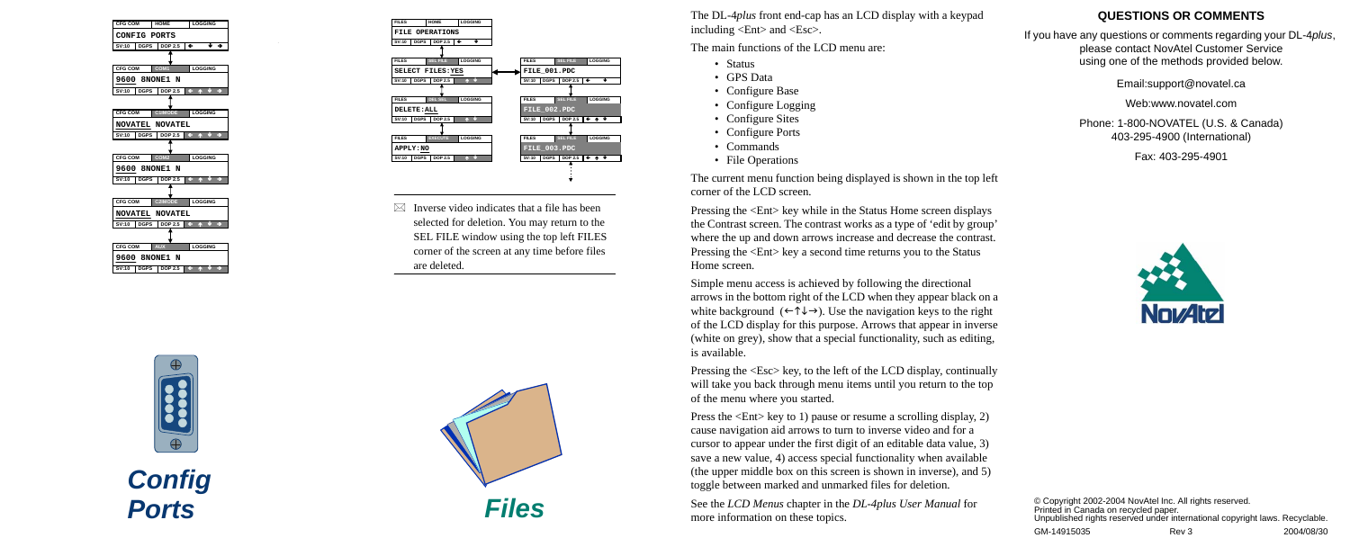CFG COM | HOME | LOGGING

CONFIG PORTS

SV:10 | DGPS | DOP 2.5

CFG COM | COM1 | LOGGING

9600 8NONE1 N

SV:10 | DGPS | DOP 2.5

CFG COM | C1MODE | LOGGING

NOVATEL NOVATEL

SV:10 | DGPS | DOP 2.5

CFG COM | COM2 | LOGGING

9600 8NONE1 N

SV:10 | DGPS | DOP 2.5

CFG COM | C2MODE | LOGGING

NOVATEL NOVATEL

SV:10 | DGPS | DOP 2.5

CFG COM | AUX | LOGGING

9600 8NONE1 N

SV:10 | DGPS | DOP 2.5

## *Config Ports*

FILES | HOME | LOGGING

FILE OPERATIONS

SV:10 | DGPS | DOP 2.5

FILES | SEL FILE | LOGGING

SELECT FILES:YES

SV:10 | DGPS | DOP 2.5

FILES | DEL ALL | LOGGING

DELETE:ALL

SV:10 | DGPS | DOP 2.5

FILES | EXECUTE | LOGGING

APPLY:NO

SV:10 | DGPS | DOP 2.5

FILES | SEL FILE | LOGGING

FILE_001.PDC

SV:10 | DGPS | DOP 2.5

FILES | SEL FILE | LOGGING

FILE_002.PDC

SV:10 | DGPS | DOP 2.5

FILES | SEL FILE | LOGGING

FILE_003.PDC

SV:10 | DGPS | DOP 2.5

Inverse video indicates that a file has been selected for deletion. You may return to the SEL FILE window using the top left FILES corner of the screen at any time before files are deleted.

## *Files*

The DL-4*plus* front end-cap has an LCD display with a keypad including <Ent> and <Esc>.

The main functions of the LCD menu are:

- Status
- GPS Data
- Configure Base
- Configure Logging
- Configure Sites
- Configure Ports
- Commands
- File Operations

The current menu function being displayed is shown in the top left corner of the LCD screen.

Pressing the <Ent> key while in the Status Home screen displays the Contrast screen. The contrast works as a type of 'edit by group' where the up and down arrows increase and decrease the contrast. Pressing the <Ent> key a second time returns you to the Status Home screen.

Simple menu access is achieved by following the directional arrows in the bottom right of the LCD when they appear black on a white background (←↑↓→). Use the navigation keys to the right of the LCD display for this purpose. Arrows that appear in inverse (white on grey), show that a special functionality, such as editing, is available.

Pressing the <Esc> key, to the left of the LCD display, continually will take you back through menu items until you return to the top of the menu where you started.

Press the <Ent> key to 1) pause or resume a scrolling display, 2) cause navigation aid arrows to turn to inverse video and for a cursor to appear under the first digit of an editable data value, 3) save a new value, 4) access special functionality when available (the upper middle box on this screen is shown in inverse), and 5) toggle between marked and unmarked files for deletion.

See the *LCD Menus* chapter in the *DL-4plus User Manual* for more information on these topics.

## QUESTIONS OR COMMENTS

If you have any questions or comments regarding your DL-4*plus*, please contact NovAtel Customer Service using one of the methods provided below.

Email:support@novatel.ca

Web:www.novatel.com

Phone: 1-800-NOVATEL (U.S. & Canada)
403-295-4900 (International)

Fax: 403-295-4901

NovAtel

© Copyright 2002-2004 NovAtel Inc. All rights reserved.
Printed in Canada on recycled paper.
Unpublished rights reserved under international copyright laws. Recyclable.

GM-14915035 Rev 3 2004/08/30